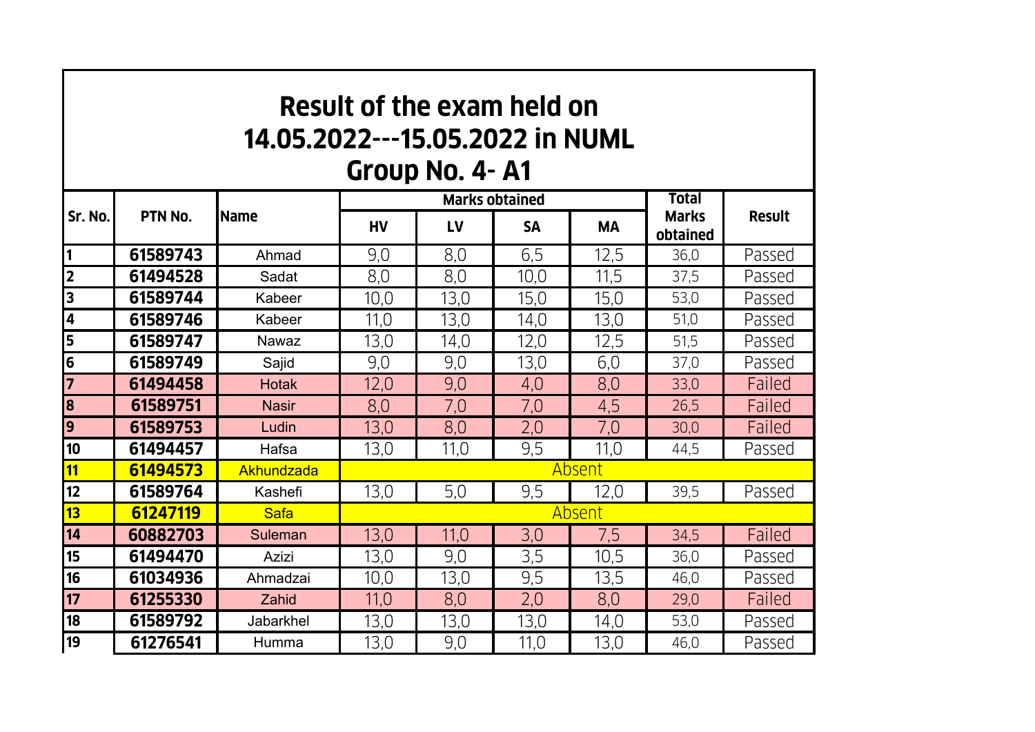# Result of the exam held on 14.05.2022---15.05.2022 in NUML Group No. 4- A1

| Sr. No. | PTN No. | Name | Marks obtained | | | | Total Marks obtained | Result |
|---|---|---|---|---|---|---|---|---|
| | | | HV | LV | SA | MA | | |
| 1 | 61589743 | Ahmad | 9,0 | 8,0 | 6,5 | 12,5 | 36,0 | Passed |
| 2 | 61494528 | Sadat | 8,0 | 8,0 | 10,0 | 11,5 | 37,5 | Passed |
| 3 | 61589744 | Kabeer | 10,0 | 13,0 | 15,0 | 15,0 | 53,0 | Passed |
| 4 | 61589746 | Kabeer | 11,0 | 13,0 | 14,0 | 13,0 | 51,0 | Passed |
| 5 | 61589747 | Nawaz | 13,0 | 14,0 | 12,0 | 12,5 | 51,5 | Passed |
| 6 | 61589749 | Sajid | 9,0 | 9,0 | 13,0 | 6,0 | 37,0 | Passed |
| 7 | 61494458 | Hotak | 12,0 | 9,0 | 4,0 | 8,0 | 33,0 | Failed |
| 8 | 61589751 | Nasir | 8,0 | 7,0 | 7,0 | 4,5 | 26,5 | Failed |
| 9 | 61589753 | Ludin | 13,0 | 8,0 | 2,0 | 7,0 | 30,0 | Failed |
| 10 | 61494457 | Hafsa | 13,0 | 11,0 | 9,5 | 11,0 | 44,5 | Passed |
| 11 | 61494573 | Akhundzada | Absent | | | | | |
| 12 | 61589764 | Kashefi | 13,0 | 5,0 | 9,5 | 12,0 | 39,5 | Passed |
| 13 | 61247119 | Safa | Absent | | | | | |
| 14 | 60882703 | Suleman | 13,0 | 11,0 | 3,0 | 7,5 | 34,5 | Failed |
| 15 | 61494470 | Azizi | 13,0 | 9,0 | 3,5 | 10,5 | 36,0 | Passed |
| 16 | 61034936 | Ahmadzai | 10,0 | 13,0 | 9,5 | 13,5 | 46,0 | Passed |
| 17 | 61255330 | Zahid | 11,0 | 8,0 | 2,0 | 8,0 | 29,0 | Failed |
| 18 | 61589792 | Jabarkhel | 13,0 | 13,0 | 13,0 | 14,0 | 53,0 | Passed |
| 19 | 61276541 | Humma | 13,0 | 9,0 | 11,0 | 13,0 | 46,0 | Passed |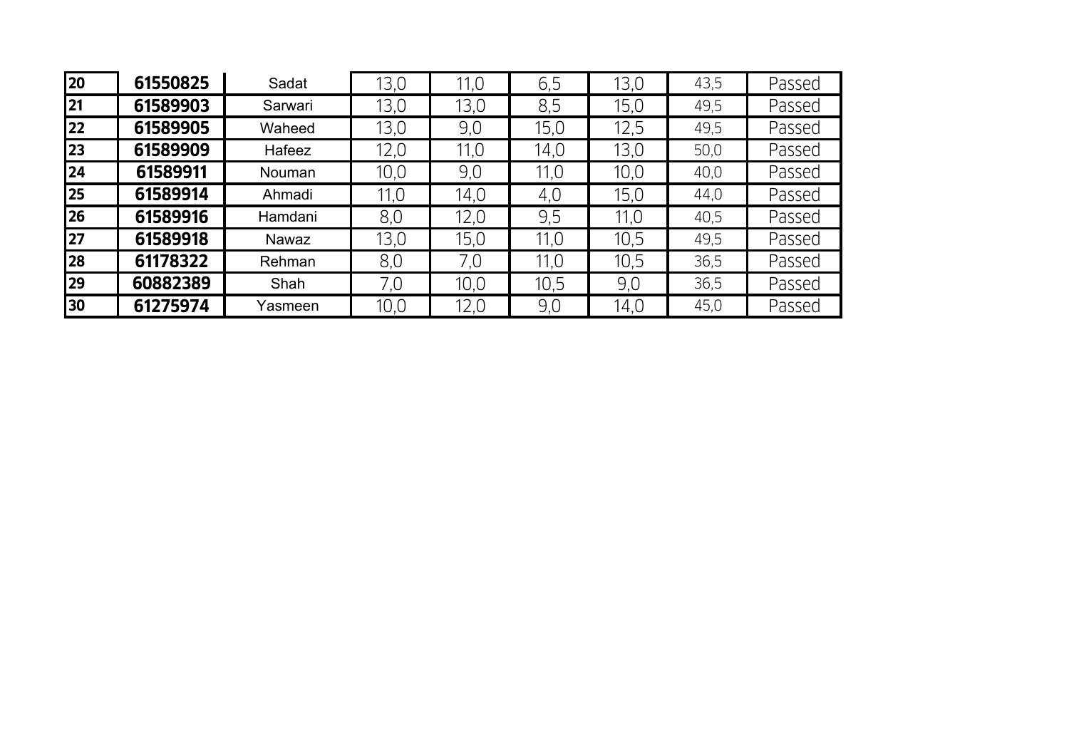| | | | | | | | | |
|---|---|---|---|---|---|---|---|---|
| **20** | **61550825** | Sadat | 13,0 | 11,0 | 6,5 | 13,0 | 43,5 | Passed |
| **21** | **61589903** | Sarwari | 13,0 | 13,0 | 8,5 | 15,0 | 49,5 | Passed |
| **22** | **61589905** | Waheed | 13,0 | 9,0 | 15,0 | 12,5 | 49,5 | Passed |
| **23** | **61589909** | Hafeez | 12,0 | 11,0 | 14,0 | 13,0 | 50,0 | Passed |
| **24** | **61589911** | Nouman | 10,0 | 9,0 | 11,0 | 10,0 | 40,0 | Passed |
| **25** | **61589914** | Ahmadi | 11,0 | 14,0 | 4,0 | 15,0 | 44,0 | Passed |
| **26** | **61589916** | Hamdani | 8,0 | 12,0 | 9,5 | 11,0 | 40,5 | Passed |
| **27** | **61589918** | Nawaz | 13,0 | 15,0 | 11,0 | 10,5 | 49,5 | Passed |
| **28** | **61178322** | Rehman | 8,0 | 7,0 | 11,0 | 10,5 | 36,5 | Passed |
| **29** | **60882389** | Shah | 7,0 | 10,0 | 10,5 | 9,0 | 36,5 | Passed |
| **30** | **61275974** | Yasmeen | 10,0 | 12,0 | 9,0 | 14,0 | 45,0 | Passed |